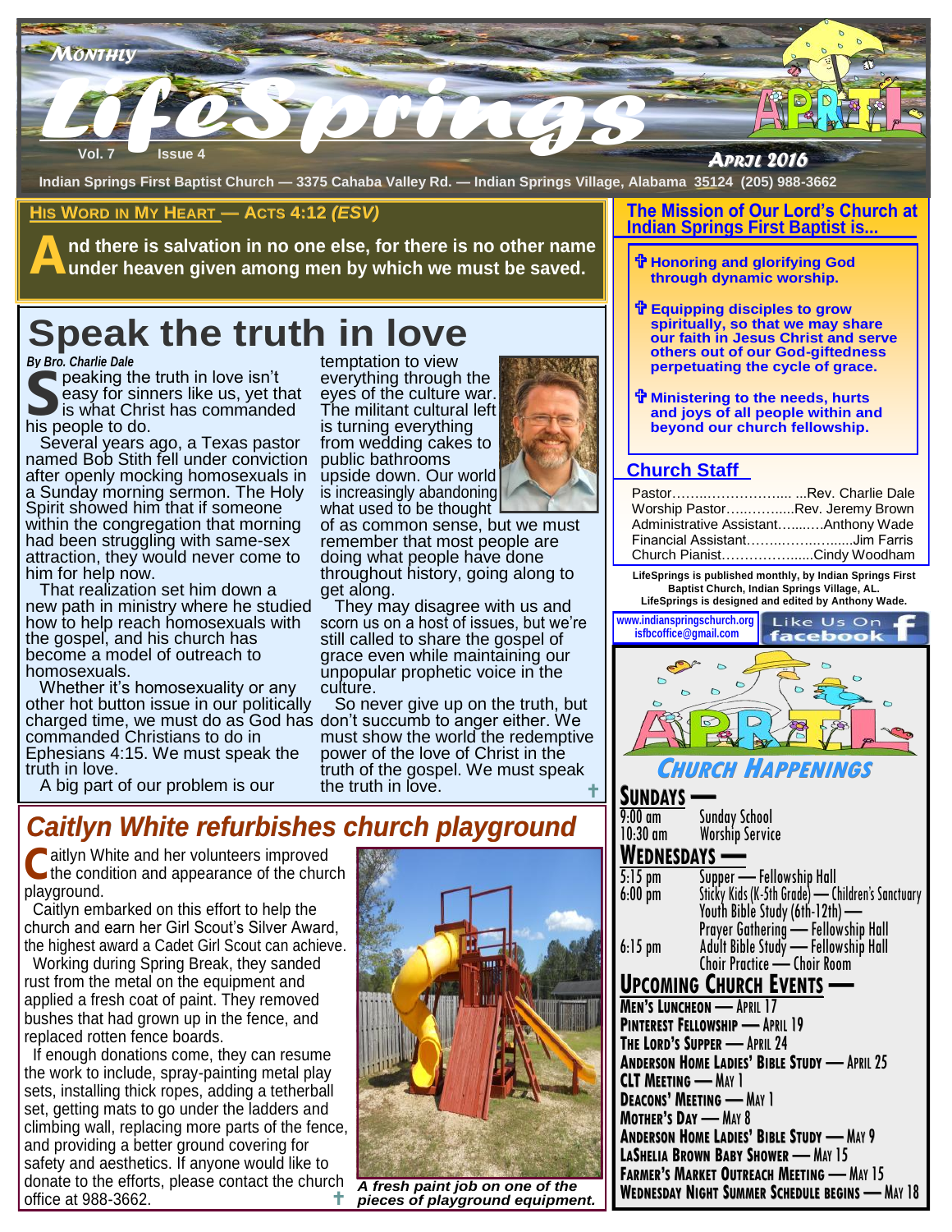# Monthly LifeSprings

Vol. 7 Issue 4

April 2016

Indian Springs First Baptist Church — 3375 Cahaba Valley Rd. — Indian Springs Village, Alabama 35124 (205) 988-3662

## His Word in My Heart — Acts 4:12 *(ESV)*

**And there is salvation in no one else, for there is no other name under heaven given among men by which we must be saved.**

# Speak the truth in love

***By Bro. Charlie Dale***

Speaking the truth in love isn't easy for sinners like us, yet that is what Christ has commanded his people to do.

Several years ago, a Texas pastor named Bob Stith fell under conviction after openly mocking homosexuals in a Sunday morning sermon. The Holy Spirit showed him that if someone within the congregation that morning had been struggling with same-sex attraction, they would never come to him for help now.

That realization set him down a new path in ministry where he studied how to help reach homosexuals with the gospel, and his church has become a model of outreach to homosexuals.

Whether it's homosexuality or any other hot button issue in our politically charged time, we must do as God has commanded Christians to do in Ephesians 4:15. We must speak the truth in love.

A big part of our problem is our temptation to view everything through the eyes of the culture war. The militant cultural left is turning everything from wedding cakes to public bathrooms upside down. Our world is increasingly abandoning what used to be thought of as common sense, but we must remember that most people are doing what people have done throughout history, going along to get along.

They may disagree with us and scorn us on a host of issues, but we're still called to share the gospel of grace even while maintaining our unpopular prophetic voice in the culture.

So never give up on the truth, but don't succumb to anger either. We must show the world the redemptive power of the love of Christ in the truth of the gospel. We must speak the truth in love. ✝

# Caitlyn White refurbishes church playground

Caitlyn White and her volunteers improved the condition and appearance of the church playground.

Caitlyn embarked on this effort to help the church and earn her Girl Scout's Silver Award, the highest award a Cadet Girl Scout can achieve.

Working during Spring Break, they sanded rust from the metal on the equipment and applied a fresh coat of paint. They removed bushes that had grown up in the fence, and replaced rotten fence boards.

If enough donations come, they can resume the work to include, spray-painting metal play sets, installing thick ropes, adding a tetherball set, getting mats to go under the ladders and climbing wall, replacing more parts of the fence, and providing a better ground covering for safety and aesthetics. If anyone would like to donate to the efforts, please contact the church office at 988-3662. ✝

*A fresh paint job on one of the pieces of playground equipment.*

## The Mission of Our Lord's Church at Indian Springs First Baptist is...

- ✝ **Honoring and glorifying God through dynamic worship.**
- ✝ **Equipping disciples to grow spiritually, so that we may share our faith in Jesus Christ and serve others out of our God-giftedness perpetuating the cycle of grace.**
- ✝ **Ministering to the needs, hurts and joys of all people within and beyond our church fellowship.**

## Church Staff

Pastor……………………... ...Rev. Charlie Dale
Worship Pastor……………...Rev. Jeremy Brown
Administrative Assistant……….Anthony Wade
Financial Assistant………………......Jim Farris
Church Pianist………………......Cindy Woodham

**LifeSprings is published monthly, by Indian Springs First Baptist Church, Indian Springs Village, AL. LifeSprings is designed and edited by Anthony Wade.**

www.indianspringschurch.org
isfbcoffice@gmail.com

Like Us On facebook

## Church Happenings

### Sundays —

| | |
|---|---|
| 9:00 am | Sunday School |
| 10:30 am | Worship Service |

### Wednesdays —

| | |
|---|---|
| 5:15 pm | Supper — Fellowship Hall |
| 6:00 pm | Sticky Kids (K-5th Grade) — Children's Sanctuary |
| | Youth Bible Study (6th-12th) — |
| | Prayer Gathering — Fellowship Hall |
| 6:15 pm | Adult Bible Study — Fellowship Hall |
| | Choir Practice — Choir Room |

### Upcoming Church Events —

- Men's Luncheon — April 17
- Pinterest Fellowship — April 19
- The Lord's Supper — April 24
- Anderson Home Ladies' Bible Study — April 25
- CLT Meeting — May 1
- Deacons' Meeting — May 1
- Mother's Day — May 8
- Anderson Home Ladies' Bible Study — May 9
- LaShelia Brown Baby Shower — May 15
- Farmer's Market Outreach Meeting — May 15
- Wednesday Night Summer Schedule Begins — May 18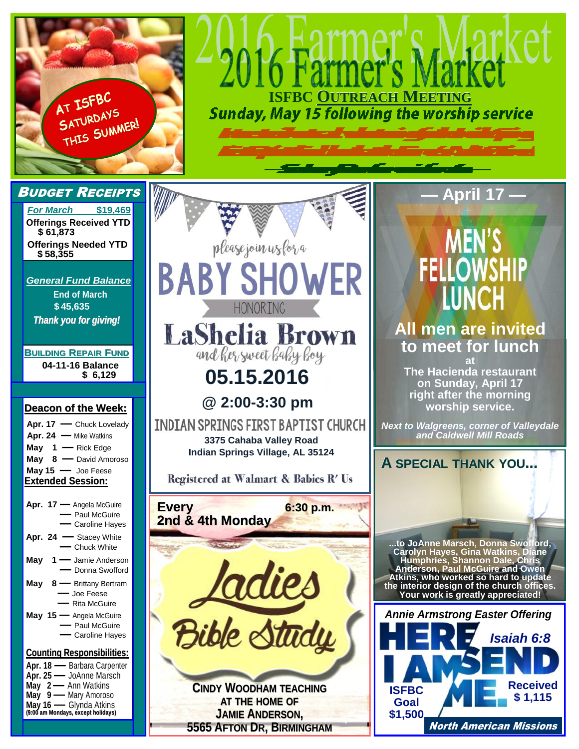# 2016 Farmer's Market

AT ISFBC SATURDAYS THIS SUMMER!

**ISFBC OUTREACH MEETING**

**Sunday, May 15 following the worship service**

## BUDGET RECEIPTS

***For March*** **$19,469**

**Offerings Received YTD**
**$ 61,873**

**Offerings Needed YTD**
**$ 58,355**

***General Fund Balance***

**End of March**
**$ 45,635**

***Thank you for giving!***

**BUILDING REPAIR FUND**

**04-11-16 Balance**
**$ 6,129**

**Deacon of the Week:**

- **Apr. 17** — Chuck Lovelady
- **Apr. 24** — Mike Watkins
- **May 1** — Rick Edge
- **May 8** — David Amoroso
- **May 15** — Joe Feese

**Extended Session:**

- **Apr. 17** — Angela McGuire — Paul McGuire — Caroline Hayes
- **Apr. 24** — Stacey White — Chuck White
- **May 1** — Jamie Anderson — Donna Swofford
- **May 8** — Brittany Bertram — Joe Feese — Rita McGuire
- **May 15** — Angela McGuire — Paul McGuire — Caroline Hayes

**Counting Responsibilities:**

- **Apr. 18** — Barbara Carpenter
- **Apr. 25** — JoAnne Marsch
- **May 2** — Ann Watkins
- **May 9** — Mary Amoroso
- **May 16** — Glynda Atkins

**(9:00 am Mondays, except holidays)**

please join us for a

# BABY SHOWER

HONORING

## LaShelia Brown

and her sweet baby boy

**05.15.2016**

**@ 2:00-3:30 pm**

INDIAN SPRINGS FIRST BAPTIST CHURCH

**3375 Cahaba Valley Road**
**Indian Springs Village, AL 35124**

Registered at Walmart & Babies R' Us

**Every 2nd & 4th Monday** **6:30 p.m.**

# Ladies Bible Study

**CINDY WOODHAM TEACHING AT THE HOME OF JAMIE ANDERSON, 5565 AFTON DR, BIRMINGHAM**

## — April 17 —

# MEN'S FELLOWSHIP LUNCH

**All men are invited to meet for lunch at The Hacienda restaurant on Sunday, April 17 right after the morning worship service.**

***Next to Walgreens, corner of Valleydale and Caldwell Mill Roads***

## A SPECIAL THANK YOU...

**...to JoAnne Marsch, Donna Swofford, Carolyn Hayes, Gina Watkins, Diane Humphries, Shannon Dale, Chris Anderson, Paul McGuire and Owen Atkins, who worked so hard to update the interior design of the church offices. Your work is greatly appreciated!**

***Annie Armstrong Easter Offering***

HERE I AM SEND ME.

***Isaiah 6:8***

**ISFBC Goal $1,500**

**Received $ 1,115**

***North American Missions***